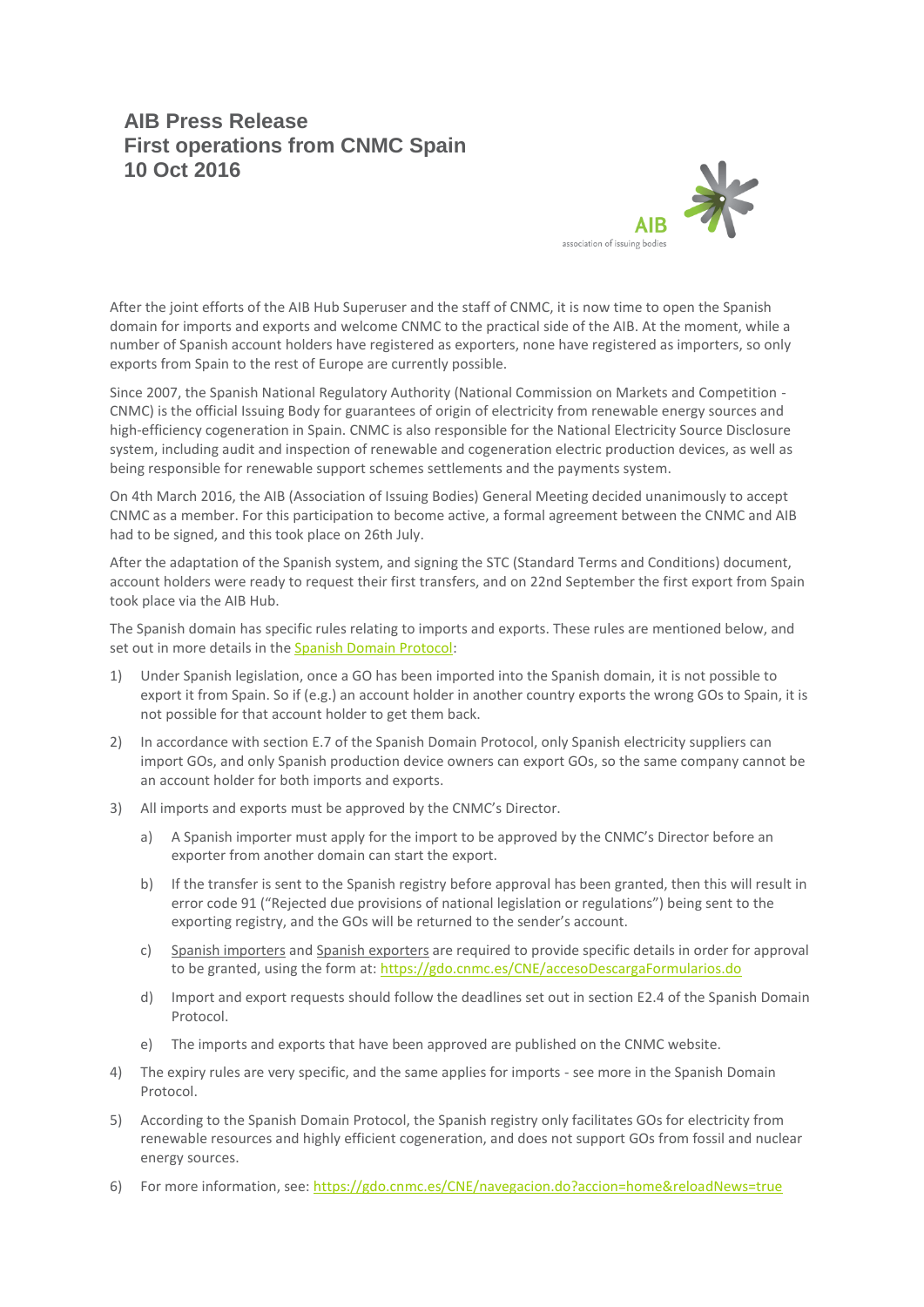# AIB Press Release
# First operations from CNMC Spain
# 10 Oct 2016

AIB
association of issuing bodies

After the joint efforts of the AIB Hub Superuser and the staff of CNMC, it is now time to open the Spanish domain for imports and exports and welcome CNMC to the practical side of the AIB. At the moment, while a number of Spanish account holders have registered as exporters, none have registered as importers, so only exports from Spain to the rest of Europe are currently possible.

Since 2007, the Spanish National Regulatory Authority (National Commission on Markets and Competition - CNMC) is the official Issuing Body for guarantees of origin of electricity from renewable energy sources and high-efficiency cogeneration in Spain. CNMC is also responsible for the National Electricity Source Disclosure system, including audit and inspection of renewable and cogeneration electric production devices, as well as being responsible for renewable support schemes settlements and the payments system.

On 4th March 2016, the AIB (Association of Issuing Bodies) General Meeting decided unanimously to accept CNMC as a member. For this participation to become active, a formal agreement between the CNMC and AIB had to be signed, and this took place on 26th July.

After the adaptation of the Spanish system, and signing the STC (Standard Terms and Conditions) document, account holders were ready to request their first transfers, and on 22nd September the first export from Spain took place via the AIB Hub.

The Spanish domain has specific rules relating to imports and exports. These rules are mentioned below, and set out in more details in the Spanish Domain Protocol:

1) Under Spanish legislation, once a GO has been imported into the Spanish domain, it is not possible to export it from Spain. So if (e.g.) an account holder in another country exports the wrong GOs to Spain, it is not possible for that account holder to get them back.
2) In accordance with section E.7 of the Spanish Domain Protocol, only Spanish electricity suppliers can import GOs, and only Spanish production device owners can export GOs, so the same company cannot be an account holder for both imports and exports.
3) All imports and exports must be approved by the CNMC's Director.
   a) A Spanish importer must apply for the import to be approved by the CNMC's Director before an exporter from another domain can start the export.
   b) If the transfer is sent to the Spanish registry before approval has been granted, then this will result in error code 91 ("Rejected due provisions of national legislation or regulations") being sent to the exporting registry, and the GOs will be returned to the sender's account.
   c) Spanish importers and Spanish exporters are required to provide specific details in order for approval to be granted, using the form at: https://gdo.cnmc.es/CNE/accesoDescargaFormularios.do
   d) Import and export requests should follow the deadlines set out in section E2.4 of the Spanish Domain Protocol.
   e) The imports and exports that have been approved are published on the CNMC website.
4) The expiry rules are very specific, and the same applies for imports - see more in the Spanish Domain Protocol.
5) According to the Spanish Domain Protocol, the Spanish registry only facilitates GOs for electricity from renewable resources and highly efficient cogeneration, and does not support GOs from fossil and nuclear energy sources.
6) For more information, see: https://gdo.cnmc.es/CNE/navegacion.do?accion=home&reloadNews=true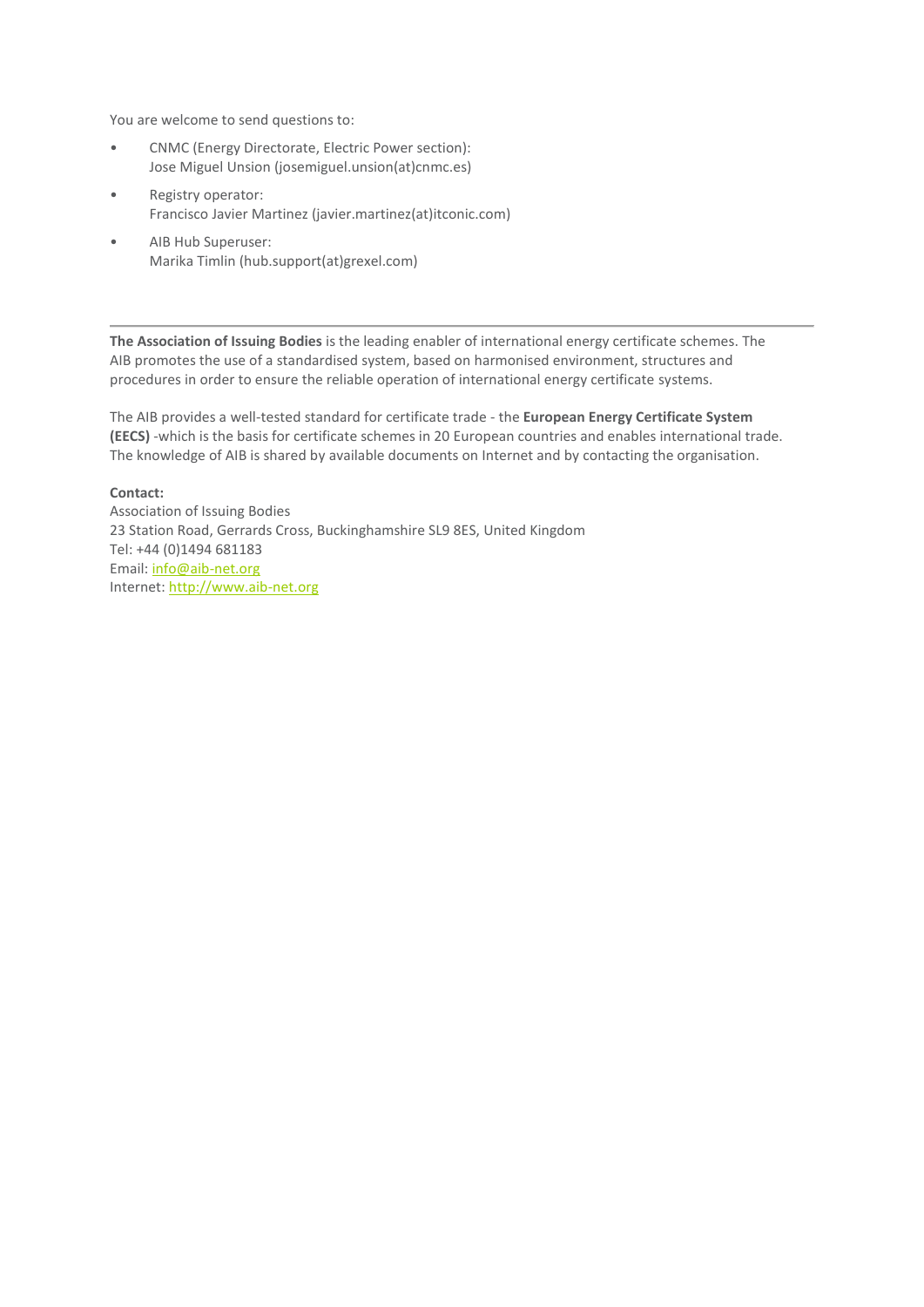You are welcome to send questions to:

- CNMC (Energy Directorate, Electric Power section):
  Jose Miguel Unsion (josemiguel.unsion(at)cnmc.es)
- Registry operator:
  Francisco Javier Martinez (javier.martinez(at)itconic.com)
- AIB Hub Superuser:
  Marika Timlin (hub.support(at)grexel.com)

---

**The Association of Issuing Bodies** is the leading enabler of international energy certificate schemes. The AIB promotes the use of a standardised system, based on harmonised environment, structures and procedures in order to ensure the reliable operation of international energy certificate systems.

The AIB provides a well-tested standard for certificate trade - the **European Energy Certificate System (EECS)** -which is the basis for certificate schemes in 20 European countries and enables international trade. The knowledge of AIB is shared by available documents on Internet and by contacting the organisation.

**Contact:**
Association of Issuing Bodies
23 Station Road, Gerrards Cross, Buckinghamshire SL9 8ES, United Kingdom
Tel: +44 (0)1494 681183
Email: info@aib-net.org
Internet: http://www.aib-net.org